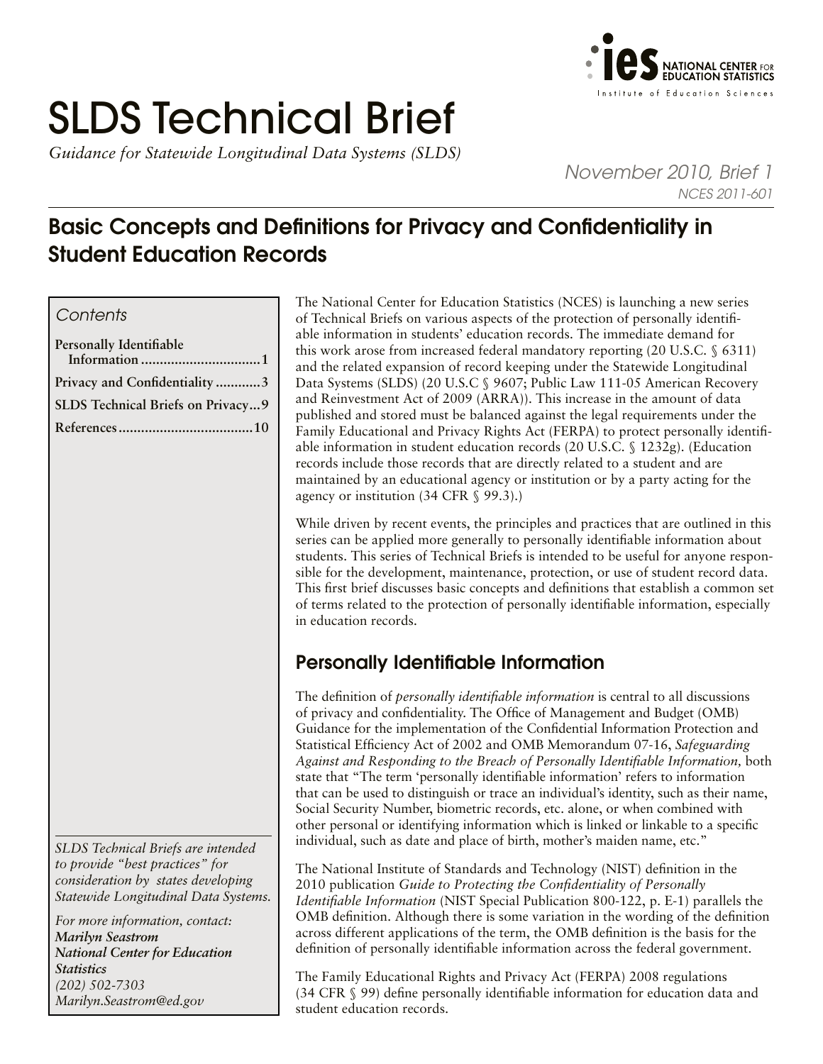# SLDS Technical Brief

*Guidance for Statewide Longitudinal Data Systems (SLDS)*

*November 2010, Brief 1*

*NCES 2011-601*

## Basic Concepts and Definitions for Privacy and Confidentiality in Student Education Records

*Contents*

**Personally Identifiable Information ...............................1**

**Privacy and Confidentiality ............3**

**SLDS Technical Briefs on Privacy...9**

**References...................................10**

*SLDS Technical Briefs are intended to provide "best practices" for consideration by states developing Statewide Longitudinal Data Systems.*

*For more information, contact:*
***Marilyn Seastrom***
***National Center for Education Statistics***
*(202) 502-7303*
*Marilyn.Seastrom@ed.gov*

The National Center for Education Statistics (NCES) is launching a new series of Technical Briefs on various aspects of the protection of personally identifiable information in students' education records. The immediate demand for this work arose from increased federal mandatory reporting (20 U.S.C. § 6311) and the related expansion of record keeping under the Statewide Longitudinal Data Systems (SLDS) (20 U.S.C § 9607; Public Law 111-05 American Recovery and Reinvestment Act of 2009 (ARRA)). This increase in the amount of data published and stored must be balanced against the legal requirements under the Family Educational and Privacy Rights Act (FERPA) to protect personally identifiable information in student education records (20 U.S.C. § 1232g). (Education records include those records that are directly related to a student and are maintained by an educational agency or institution or by a party acting for the agency or institution (34 CFR § 99.3).)

While driven by recent events, the principles and practices that are outlined in this series can be applied more generally to personally identifiable information about students. This series of Technical Briefs is intended to be useful for anyone responsible for the development, maintenance, protection, or use of student record data. This first brief discusses basic concepts and definitions that establish a common set of terms related to the protection of personally identifiable information, especially in education records.

## Personally Identifiable Information

The definition of *personally identifiable information* is central to all discussions of privacy and confidentiality. The Office of Management and Budget (OMB) Guidance for the implementation of the Confidential Information Protection and Statistical Efficiency Act of 2002 and OMB Memorandum 07-16, *Safeguarding Against and Responding to the Breach of Personally Identifiable Information,* both state that "The term 'personally identifiable information' refers to information that can be used to distinguish or trace an individual's identity, such as their name, Social Security Number, biometric records, etc. alone, or when combined with other personal or identifying information which is linked or linkable to a specific individual, such as date and place of birth, mother's maiden name, etc."

The National Institute of Standards and Technology (NIST) definition in the 2010 publication *Guide to Protecting the Confidentiality of Personally Identifiable Information* (NIST Special Publication 800-122, p. E-1) parallels the OMB definition. Although there is some variation in the wording of the definition across different applications of the term, the OMB definition is the basis for the definition of personally identifiable information across the federal government.

The Family Educational Rights and Privacy Act (FERPA) 2008 regulations (34 CFR § 99) define personally identifiable information for education data and student education records.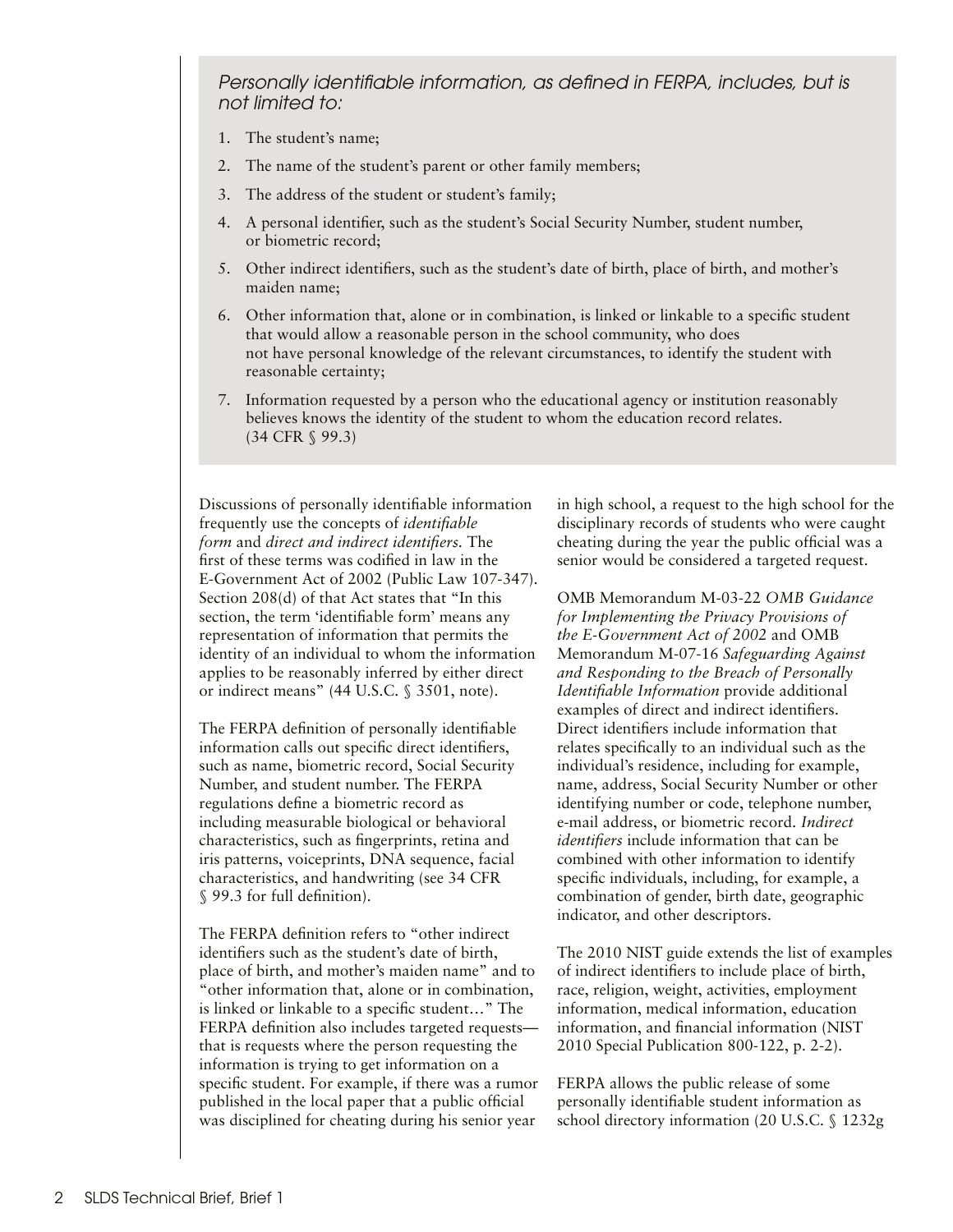*Personally identifiable information, as defined in FERPA, includes, but is not limited to:*

1. The student's name;
2. The name of the student's parent or other family members;
3. The address of the student or student's family;
4. A personal identifier, such as the student's Social Security Number, student number, or biometric record;
5. Other indirect identifiers, such as the student's date of birth, place of birth, and mother's maiden name;
6. Other information that, alone or in combination, is linked or linkable to a specific student that would allow a reasonable person in the school community, who does not have personal knowledge of the relevant circumstances, to identify the student with reasonable certainty;
7. Information requested by a person who the educational agency or institution reasonably believes knows the identity of the student to whom the education record relates. (34 CFR § 99.3)

Discussions of personally identifiable information frequently use the concepts of *identifiable form* and *direct and indirect identifiers.* The first of these terms was codified in law in the E-Government Act of 2002 (Public Law 107-347). Section 208(d) of that Act states that "In this section, the term 'identifiable form' means any representation of information that permits the identity of an individual to whom the information applies to be reasonably inferred by either direct or indirect means" (44 U.S.C. § 3501, note).

The FERPA definition of personally identifiable information calls out specific direct identifiers, such as name, biometric record, Social Security Number, and student number. The FERPA regulations define a biometric record as including measurable biological or behavioral characteristics, such as fingerprints, retina and iris patterns, voiceprints, DNA sequence, facial characteristics, and handwriting (see 34 CFR § 99.3 for full definition).

The FERPA definition refers to "other indirect identifiers such as the student's date of birth, place of birth, and mother's maiden name" and to "other information that, alone or in combination, is linked or linkable to a specific student…" The FERPA definition also includes targeted requests—that is requests where the person requesting the information is trying to get information on a specific student. For example, if there was a rumor published in the local paper that a public official was disciplined for cheating during his senior year in high school, a request to the high school for the disciplinary records of students who were caught cheating during the year the public official was a senior would be considered a targeted request.

OMB Memorandum M-03-22 *OMB Guidance for Implementing the Privacy Provisions of the E-Government Act of 2002* and OMB Memorandum M-07-16 *Safeguarding Against and Responding to the Breach of Personally Identifiable Information* provide additional examples of direct and indirect identifiers. Direct identifiers include information that relates specifically to an individual such as the individual's residence, including for example, name, address, Social Security Number or other identifying number or code, telephone number, e-mail address, or biometric record. *Indirect identifiers* include information that can be combined with other information to identify specific individuals, including, for example, a combination of gender, birth date, geographic indicator, and other descriptors.

The 2010 NIST guide extends the list of examples of indirect identifiers to include place of birth, race, religion, weight, activities, employment information, medical information, education information, and financial information (NIST 2010 Special Publication 800-122, p. 2-2).

FERPA allows the public release of some personally identifiable student information as school directory information (20 U.S.C. § 1232g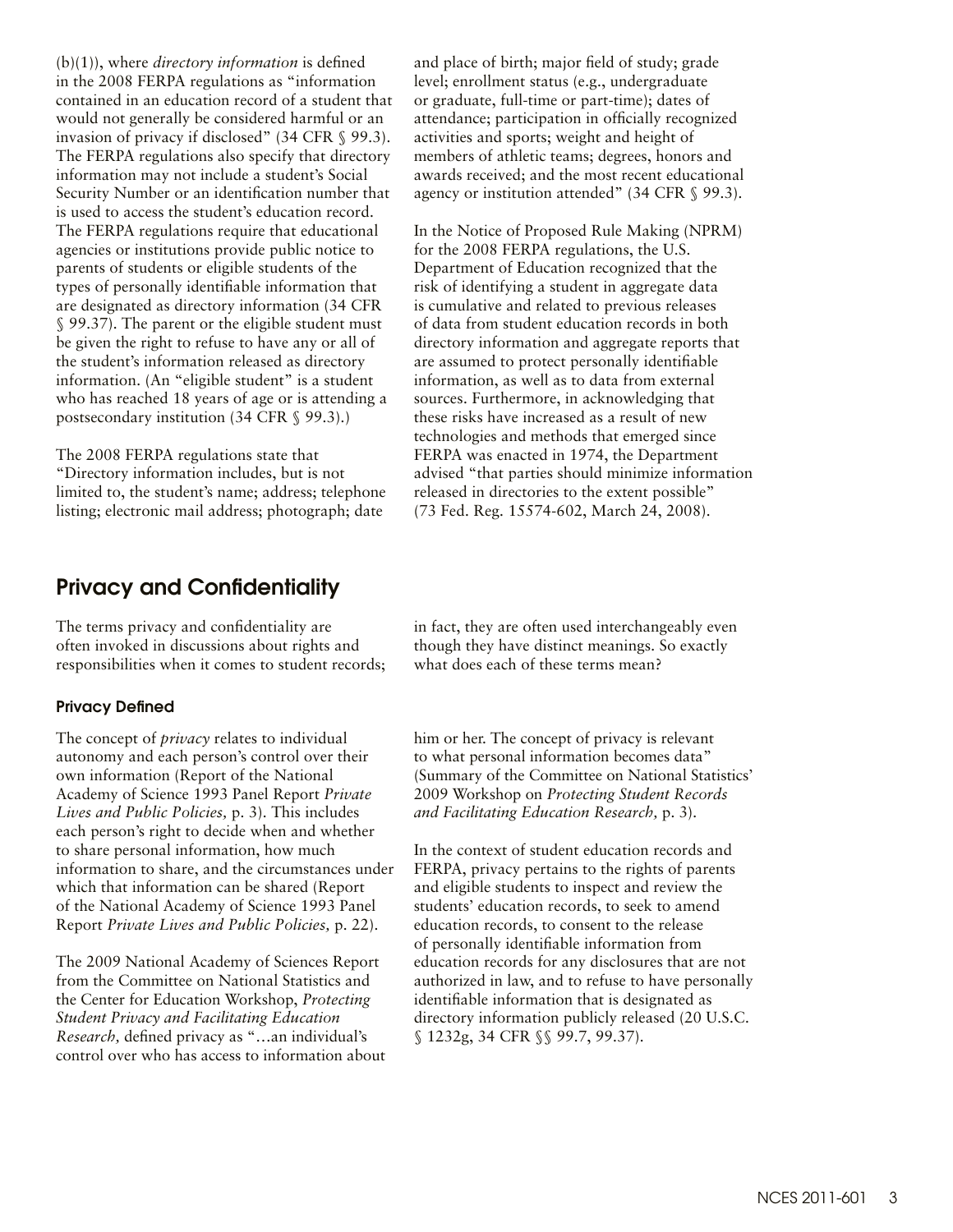(b)(1)), where *directory information* is defined in the 2008 FERPA regulations as "information contained in an education record of a student that would not generally be considered harmful or an invasion of privacy if disclosed" (34 CFR § 99.3). The FERPA regulations also specify that directory information may not include a student's Social Security Number or an identification number that is used to access the student's education record. The FERPA regulations require that educational agencies or institutions provide public notice to parents of students or eligible students of the types of personally identifiable information that are designated as directory information (34 CFR § 99.37). The parent or the eligible student must be given the right to refuse to have any or all of the student's information released as directory information. (An "eligible student" is a student who has reached 18 years of age or is attending a postsecondary institution (34 CFR § 99.3).)

The 2008 FERPA regulations state that "Directory information includes, but is not limited to, the student's name; address; telephone listing; electronic mail address; photograph; date and place of birth; major field of study; grade level; enrollment status (e.g., undergraduate or graduate, full-time or part-time); dates of attendance; participation in officially recognized activities and sports; weight and height of members of athletic teams; degrees, honors and awards received; and the most recent educational agency or institution attended" (34 CFR § 99.3).

In the Notice of Proposed Rule Making (NPRM) for the 2008 FERPA regulations, the U.S. Department of Education recognized that the risk of identifying a student in aggregate data is cumulative and related to previous releases of data from student education records in both directory information and aggregate reports that are assumed to protect personally identifiable information, as well as to data from external sources. Furthermore, in acknowledging that these risks have increased as a result of new technologies and methods that emerged since FERPA was enacted in 1974, the Department advised "that parties should minimize information released in directories to the extent possible" (73 Fed. Reg. 15574-602, March 24, 2008).

## Privacy and Confidentiality

The terms privacy and confidentiality are often invoked in discussions about rights and responsibilities when it comes to student records; in fact, they are often used interchangeably even though they have distinct meanings. So exactly what does each of these terms mean?

### Privacy Defined

The concept of *privacy* relates to individual autonomy and each person's control over their own information (Report of the National Academy of Science 1993 Panel Report *Private Lives and Public Policies,* p. 3). This includes each person's right to decide when and whether to share personal information, how much information to share, and the circumstances under which that information can be shared (Report of the National Academy of Science 1993 Panel Report *Private Lives and Public Policies,* p. 22).

The 2009 National Academy of Sciences Report from the Committee on National Statistics and the Center for Education Workshop, *Protecting Student Privacy and Facilitating Education Research,* defined privacy as "…an individual's control over who has access to information about him or her. The concept of privacy is relevant to what personal information becomes data" (Summary of the Committee on National Statistics' 2009 Workshop on *Protecting Student Records and Facilitating Education Research,* p. 3).

In the context of student education records and FERPA, privacy pertains to the rights of parents and eligible students to inspect and review the students' education records, to seek to amend education records, to consent to the release of personally identifiable information from education records for any disclosures that are not authorized in law, and to refuse to have personally identifiable information that is designated as directory information publicly released (20 U.S.C. § 1232g, 34 CFR §§ 99.7, 99.37).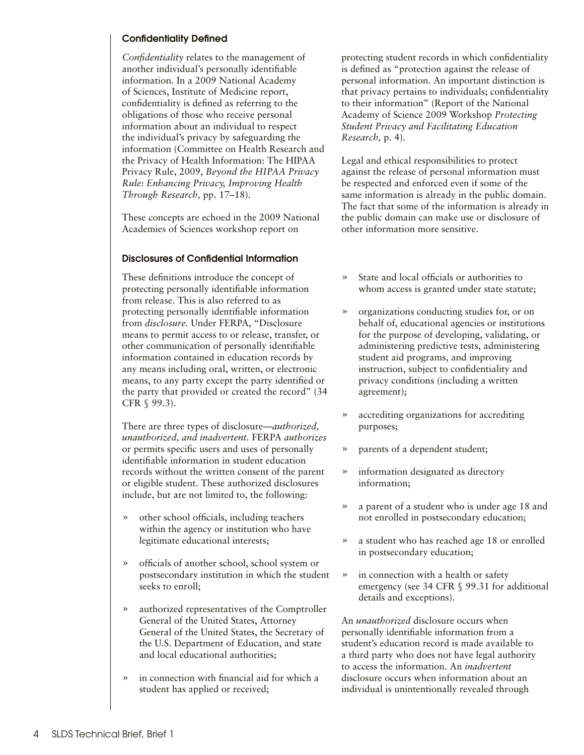### Confidentiality Defined

*Confidentiality* relates to the management of another individual's personally identifiable information. In a 2009 National Academy of Sciences, Institute of Medicine report, confidentiality is defined as referring to the obligations of those who receive personal information about an individual to respect the individual's privacy by safeguarding the information (Committee on Health Research and the Privacy of Health Information: The HIPAA Privacy Rule, 2009, *Beyond the HIPAA Privacy Rule: Enhancing Privacy, Improving Health Through Research,* pp. 17–18).

These concepts are echoed in the 2009 National Academies of Sciences workshop report on protecting student records in which confidentiality is defined as "protection against the release of personal information. An important distinction is that privacy pertains to individuals; confidentiality to their information" (Report of the National Academy of Science 2009 Workshop *Protecting Student Privacy and Facilitating Education Research,* p. 4).

Legal and ethical responsibilities to protect against the release of personal information must be respected and enforced even if some of the same information is already in the public domain. The fact that some of the information is already in the public domain can make use or disclosure of other information more sensitive.

### Disclosures of Confidential Information

These definitions introduce the concept of protecting personally identifiable information from release. This is also referred to as protecting personally identifiable information from *disclosure*. Under FERPA, "Disclosure means to permit access to or release, transfer, or other communication of personally identifiable information contained in education records by any means including oral, written, or electronic means, to any party except the party identified or the party that provided or created the record" (34 CFR § 99.3).

There are three types of disclosure—*authorized, unauthorized, and inadvertent*. FERPA *authorizes* or permits specific users and uses of personally identifiable information in student education records without the written consent of the parent or eligible student. These authorized disclosures include, but are not limited to, the following:

- other school officials, including teachers within the agency or institution who have legitimate educational interests;
- officials of another school, school system or postsecondary institution in which the student seeks to enroll;
- authorized representatives of the Comptroller General of the United States, Attorney General of the United States, the Secretary of the U.S. Department of Education, and state and local educational authorities;
- in connection with financial aid for which a student has applied or received;
- State and local officials or authorities to whom access is granted under state statute;
- organizations conducting studies for, or on behalf of, educational agencies or institutions for the purpose of developing, validating, or administering predictive tests, administering student aid programs, and improving instruction, subject to confidentiality and privacy conditions (including a written agreement);
- accrediting organizations for accrediting purposes;
- parents of a dependent student;
- information designated as directory information;
- a parent of a student who is under age 18 and not enrolled in postsecondary education;
- a student who has reached age 18 or enrolled in postsecondary education;
- in connection with a health or safety emergency (see 34 CFR § 99.31 for additional details and exceptions).

An *unauthorized* disclosure occurs when personally identifiable information from a student's education record is made available to a third party who does not have legal authority to access the information. An *inadvertent* disclosure occurs when information about an individual is unintentionally revealed through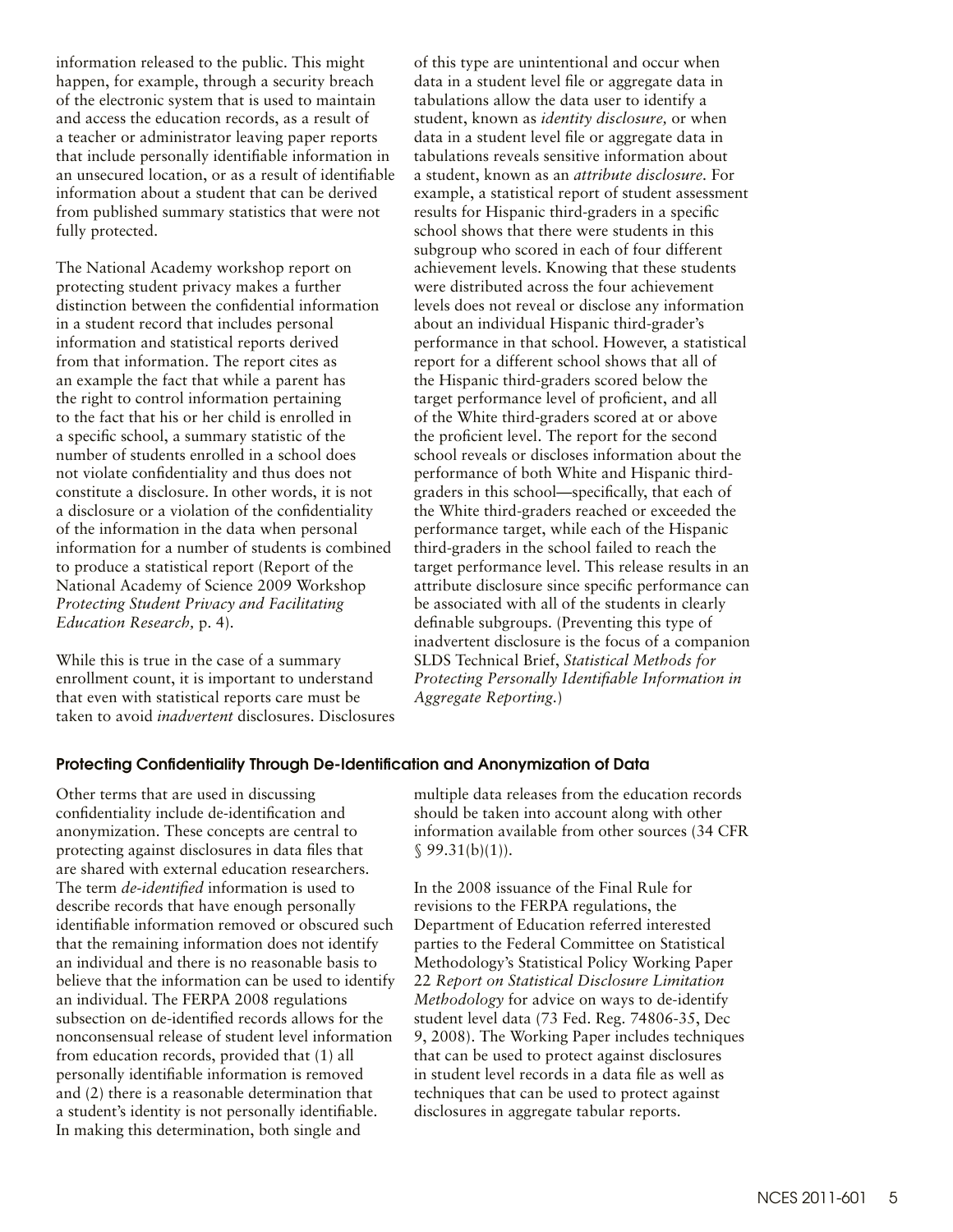information released to the public. This might happen, for example, through a security breach of the electronic system that is used to maintain and access the education records, as a result of a teacher or administrator leaving paper reports that include personally identifiable information in an unsecured location, or as a result of identifiable information about a student that can be derived from published summary statistics that were not fully protected.

The National Academy workshop report on protecting student privacy makes a further distinction between the confidential information in a student record that includes personal information and statistical reports derived from that information. The report cites as an example the fact that while a parent has the right to control information pertaining to the fact that his or her child is enrolled in a specific school, a summary statistic of the number of students enrolled in a school does not violate confidentiality and thus does not constitute a disclosure. In other words, it is not a disclosure or a violation of the confidentiality of the information in the data when personal information for a number of students is combined to produce a statistical report (Report of the National Academy of Science 2009 Workshop *Protecting Student Privacy and Facilitating Education Research,* p. 4).

While this is true in the case of a summary enrollment count, it is important to understand that even with statistical reports care must be taken to avoid *inadvertent* disclosures. Disclosures of this type are unintentional and occur when data in a student level file or aggregate data in tabulations allow the data user to identify a student, known as *identity disclosure,* or when data in a student level file or aggregate data in tabulations reveals sensitive information about a student, known as an *attribute disclosure.* For example, a statistical report of student assessment results for Hispanic third-graders in a specific school shows that there were students in this subgroup who scored in each of four different achievement levels. Knowing that these students were distributed across the four achievement levels does not reveal or disclose any information about an individual Hispanic third-grader's performance in that school. However, a statistical report for a different school shows that all of the Hispanic third-graders scored below the target performance level of proficient, and all of the White third-graders scored at or above the proficient level. The report for the second school reveals or discloses information about the performance of both White and Hispanic third-graders in this school—specifically, that each of the White third-graders reached or exceeded the performance target, while each of the Hispanic third-graders in the school failed to reach the target performance level. This release results in an attribute disclosure since specific performance can be associated with all of the students in clearly definable subgroups. (Preventing this type of inadvertent disclosure is the focus of a companion SLDS Technical Brief, *Statistical Methods for Protecting Personally Identifiable Information in Aggregate Reporting.*)

### Protecting Confidentiality Through De-Identification and Anonymization of Data

Other terms that are used in discussing confidentiality include de-identification and anonymization. These concepts are central to protecting against disclosures in data files that are shared with external education researchers. The term *de-identified* information is used to describe records that have enough personally identifiable information removed or obscured such that the remaining information does not identify an individual and there is no reasonable basis to believe that the information can be used to identify an individual. The FERPA 2008 regulations subsection on de-identified records allows for the nonconsensual release of student level information from education records, provided that (1) all personally identifiable information is removed and (2) there is a reasonable determination that a student's identity is not personally identifiable. In making this determination, both single and multiple data releases from the education records should be taken into account along with other information available from other sources (34 CFR § 99.31(b)(1)).

In the 2008 issuance of the Final Rule for revisions to the FERPA regulations, the Department of Education referred interested parties to the Federal Committee on Statistical Methodology's Statistical Policy Working Paper 22 *Report on Statistical Disclosure Limitation Methodology* for advice on ways to de-identify student level data (73 Fed. Reg. 74806-35, Dec 9, 2008). The Working Paper includes techniques that can be used to protect against disclosures in student level records in a data file as well as techniques that can be used to protect against disclosures in aggregate tabular reports.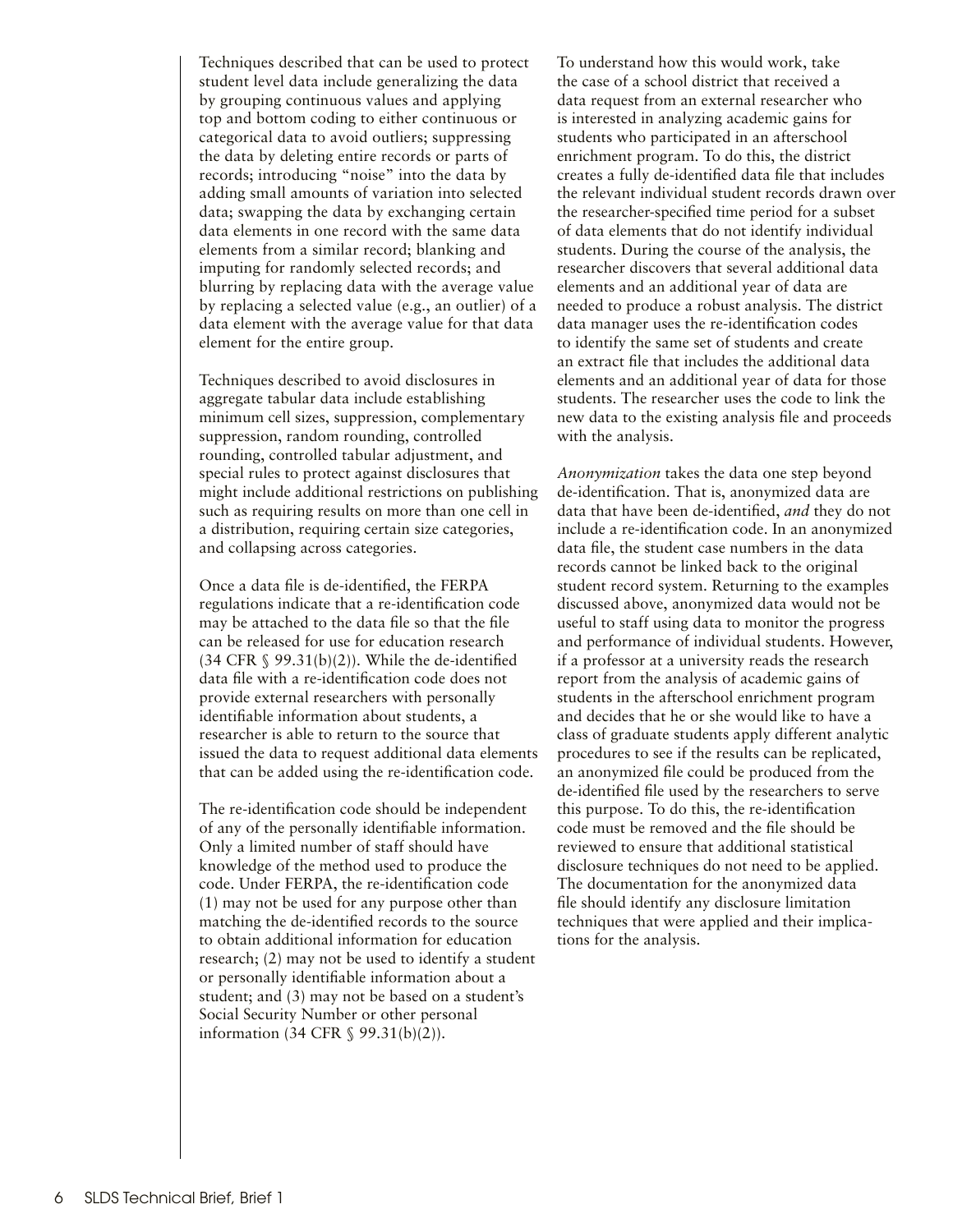Techniques described that can be used to protect student level data include generalizing the data by grouping continuous values and applying top and bottom coding to either continuous or categorical data to avoid outliers; suppressing the data by deleting entire records or parts of records; introducing "noise" into the data by adding small amounts of variation into selected data; swapping the data by exchanging certain data elements in one record with the same data elements from a similar record; blanking and imputing for randomly selected records; and blurring by replacing data with the average value by replacing a selected value (e.g., an outlier) of a data element with the average value for that data element for the entire group.

Techniques described to avoid disclosures in aggregate tabular data include establishing minimum cell sizes, suppression, complementary suppression, random rounding, controlled rounding, controlled tabular adjustment, and special rules to protect against disclosures that might include additional restrictions on publishing such as requiring results on more than one cell in a distribution, requiring certain size categories, and collapsing across categories.

Once a data file is de-identified, the FERPA regulations indicate that a re-identification code may be attached to the data file so that the file can be released for use for education research (34 CFR § 99.31(b)(2)). While the de-identified data file with a re-identification code does not provide external researchers with personally identifiable information about students, a researcher is able to return to the source that issued the data to request additional data elements that can be added using the re-identification code.

The re-identification code should be independent of any of the personally identifiable information. Only a limited number of staff should have knowledge of the method used to produce the code. Under FERPA, the re-identification code (1) may not be used for any purpose other than matching the de-identified records to the source to obtain additional information for education research; (2) may not be used to identify a student or personally identifiable information about a student; and (3) may not be based on a student's Social Security Number or other personal information (34 CFR § 99.31(b)(2)).

To understand how this would work, take the case of a school district that received a data request from an external researcher who is interested in analyzing academic gains for students who participated in an afterschool enrichment program. To do this, the district creates a fully de-identified data file that includes the relevant individual student records drawn over the researcher-specified time period for a subset of data elements that do not identify individual students. During the course of the analysis, the researcher discovers that several additional data elements and an additional year of data are needed to produce a robust analysis. The district data manager uses the re-identification codes to identify the same set of students and create an extract file that includes the additional data elements and an additional year of data for those students. The researcher uses the code to link the new data to the existing analysis file and proceeds with the analysis.

*Anonymization* takes the data one step beyond de-identification. That is, anonymized data are data that have been de-identified, *and* they do not include a re-identification code. In an anonymized data file, the student case numbers in the data records cannot be linked back to the original student record system. Returning to the examples discussed above, anonymized data would not be useful to staff using data to monitor the progress and performance of individual students. However, if a professor at a university reads the research report from the analysis of academic gains of students in the afterschool enrichment program and decides that he or she would like to have a class of graduate students apply different analytic procedures to see if the results can be replicated, an anonymized file could be produced from the de-identified file used by the researchers to serve this purpose. To do this, the re-identification code must be removed and the file should be reviewed to ensure that additional statistical disclosure techniques do not need to be applied. The documentation for the anonymized data file should identify any disclosure limitation techniques that were applied and their implications for the analysis.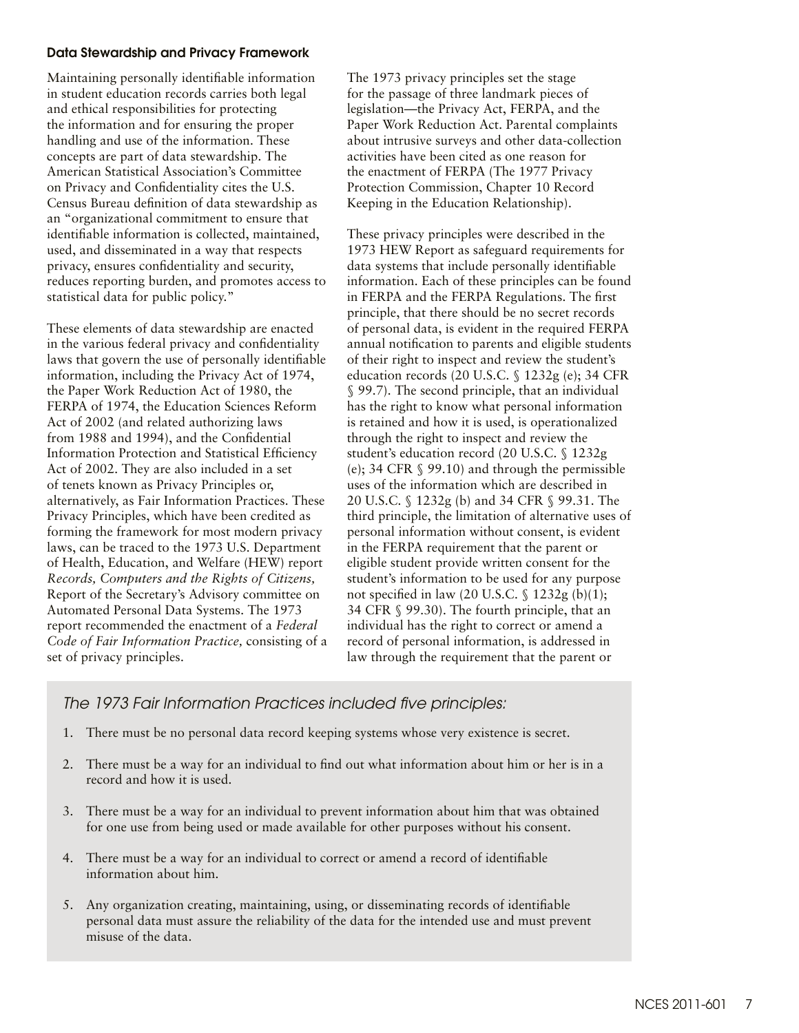### Data Stewardship and Privacy Framework

Maintaining personally identifiable information in student education records carries both legal and ethical responsibilities for protecting the information and for ensuring the proper handling and use of the information. These concepts are part of data stewardship. The American Statistical Association's Committee on Privacy and Confidentiality cites the U.S. Census Bureau definition of data stewardship as an "organizational commitment to ensure that identifiable information is collected, maintained, used, and disseminated in a way that respects privacy, ensures confidentiality and security, reduces reporting burden, and promotes access to statistical data for public policy."

These elements of data stewardship are enacted in the various federal privacy and confidentiality laws that govern the use of personally identifiable information, including the Privacy Act of 1974, the Paper Work Reduction Act of 1980, the FERPA of 1974, the Education Sciences Reform Act of 2002 (and related authorizing laws from 1988 and 1994), and the Confidential Information Protection and Statistical Efficiency Act of 2002. They are also included in a set of tenets known as Privacy Principles or, alternatively, as Fair Information Practices. These Privacy Principles, which have been credited as forming the framework for most modern privacy laws, can be traced to the 1973 U.S. Department of Health, Education, and Welfare (HEW) report *Records, Computers and the Rights of Citizens,* Report of the Secretary's Advisory committee on Automated Personal Data Systems. The 1973 report recommended the enactment of a *Federal Code of Fair Information Practice,* consisting of a set of privacy principles.

The 1973 privacy principles set the stage for the passage of three landmark pieces of legislation—the Privacy Act, FERPA, and the Paper Work Reduction Act. Parental complaints about intrusive surveys and other data-collection activities have been cited as one reason for the enactment of FERPA (The 1977 Privacy Protection Commission, Chapter 10 Record Keeping in the Education Relationship).

These privacy principles were described in the 1973 HEW Report as safeguard requirements for data systems that include personally identifiable information. Each of these principles can be found in FERPA and the FERPA Regulations. The first principle, that there should be no secret records of personal data, is evident in the required FERPA annual notification to parents and eligible students of their right to inspect and review the student's education records (20 U.S.C. § 1232g (e); 34 CFR § 99.7). The second principle, that an individual has the right to know what personal information is retained and how it is used, is operationalized through the right to inspect and review the student's education record (20 U.S.C. § 1232g (e); 34 CFR § 99.10) and through the permissible uses of the information which are described in 20 U.S.C. § 1232g (b) and 34 CFR § 99.31. The third principle, the limitation of alternative uses of personal information without consent, is evident in the FERPA requirement that the parent or eligible student provide written consent for the student's information to be used for any purpose not specified in law (20 U.S.C. § 1232g (b)(1); 34 CFR § 99.30). The fourth principle, that an individual has the right to correct or amend a record of personal information, is addressed in law through the requirement that the parent or

*The 1973 Fair Information Practices included five principles:*

1. There must be no personal data record keeping systems whose very existence is secret.
2. There must be a way for an individual to find out what information about him or her is in a record and how it is used.
3. There must be a way for an individual to prevent information about him that was obtained for one use from being used or made available for other purposes without his consent.
4. There must be a way for an individual to correct or amend a record of identifiable information about him.
5. Any organization creating, maintaining, using, or disseminating records of identifiable personal data must assure the reliability of the data for the intended use and must prevent misuse of the data.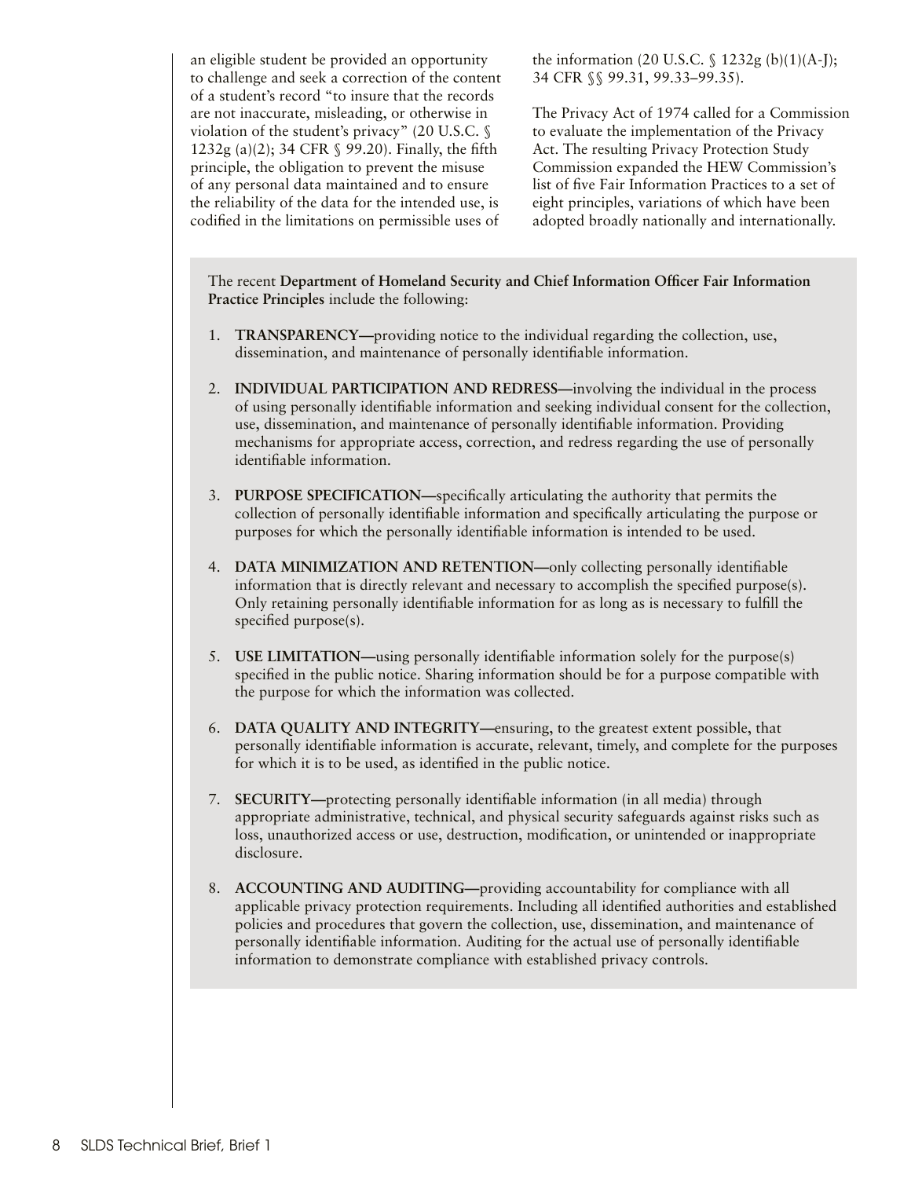an eligible student be provided an opportunity to challenge and seek a correction of the content of a student's record "to insure that the records are not inaccurate, misleading, or otherwise in violation of the student's privacy" (20 U.S.C. § 1232g (a)(2); 34 CFR § 99.20). Finally, the fifth principle, the obligation to prevent the misuse of any personal data maintained and to ensure the reliability of the data for the intended use, is codified in the limitations on permissible uses of the information (20 U.S.C. § 1232g (b)(1)(A-J); 34 CFR §§ 99.31, 99.33–99.35).

The Privacy Act of 1974 called for a Commission to evaluate the implementation of the Privacy Act. The resulting Privacy Protection Study Commission expanded the HEW Commission's list of five Fair Information Practices to a set of eight principles, variations of which have been adopted broadly nationally and internationally.

The recent **Department of Homeland Security and Chief Information Officer Fair Information Practice Principles** include the following:

1. **TRANSPARENCY—**providing notice to the individual regarding the collection, use, dissemination, and maintenance of personally identifiable information.
2. **INDIVIDUAL PARTICIPATION AND REDRESS—**involving the individual in the process of using personally identifiable information and seeking individual consent for the collection, use, dissemination, and maintenance of personally identifiable information. Providing mechanisms for appropriate access, correction, and redress regarding the use of personally identifiable information.
3. **PURPOSE SPECIFICATION—**specifically articulating the authority that permits the collection of personally identifiable information and specifically articulating the purpose or purposes for which the personally identifiable information is intended to be used.
4. **DATA MINIMIZATION AND RETENTION—**only collecting personally identifiable information that is directly relevant and necessary to accomplish the specified purpose(s). Only retaining personally identifiable information for as long as is necessary to fulfill the specified purpose(s).
5. **USE LIMITATION—**using personally identifiable information solely for the purpose(s) specified in the public notice. Sharing information should be for a purpose compatible with the purpose for which the information was collected.
6. **DATA QUALITY AND INTEGRITY—**ensuring, to the greatest extent possible, that personally identifiable information is accurate, relevant, timely, and complete for the purposes for which it is to be used, as identified in the public notice.
7. **SECURITY—**protecting personally identifiable information (in all media) through appropriate administrative, technical, and physical security safeguards against risks such as loss, unauthorized access or use, destruction, modification, or unintended or inappropriate disclosure.
8. **ACCOUNTING AND AUDITING—**providing accountability for compliance with all applicable privacy protection requirements. Including all identified authorities and established policies and procedures that govern the collection, use, dissemination, and maintenance of personally identifiable information. Auditing for the actual use of personally identifiable information to demonstrate compliance with established privacy controls.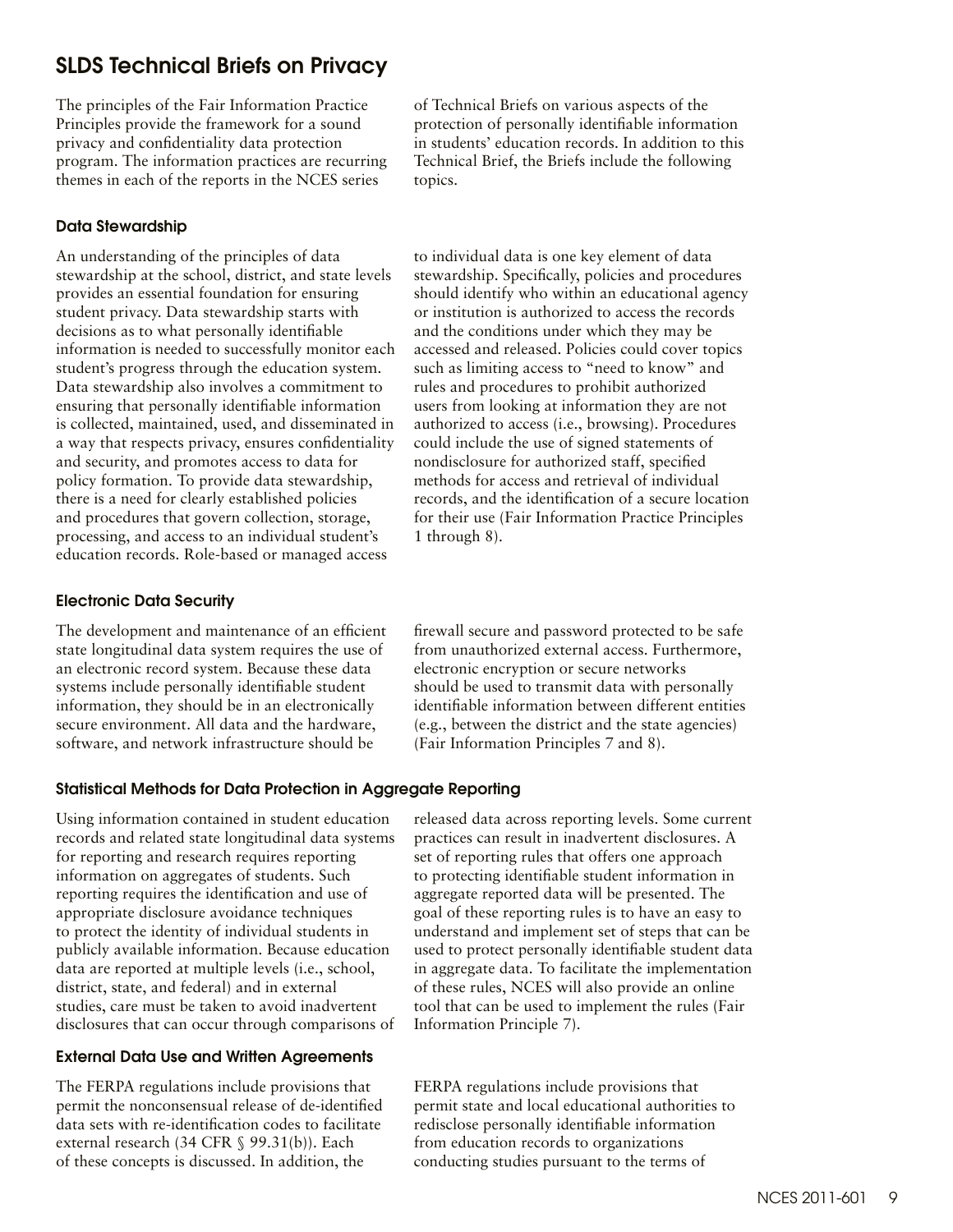## SLDS Technical Briefs on Privacy

The principles of the Fair Information Practice Principles provide the framework for a sound privacy and confidentiality data protection program. The information practices are recurring themes in each of the reports in the NCES series of Technical Briefs on various aspects of the protection of personally identifiable information in students' education records. In addition to this Technical Brief, the Briefs include the following topics.

### Data Stewardship

An understanding of the principles of data stewardship at the school, district, and state levels provides an essential foundation for ensuring student privacy. Data stewardship starts with decisions as to what personally identifiable information is needed to successfully monitor each student's progress through the education system. Data stewardship also involves a commitment to ensuring that personally identifiable information is collected, maintained, used, and disseminated in a way that respects privacy, ensures confidentiality and security, and promotes access to data for policy formation. To provide data stewardship, there is a need for clearly established policies and procedures that govern collection, storage, processing, and access to an individual student's education records. Role-based or managed access to individual data is one key element of data stewardship. Specifically, policies and procedures should identify who within an educational agency or institution is authorized to access the records and the conditions under which they may be accessed and released. Policies could cover topics such as limiting access to "need to know" and rules and procedures to prohibit authorized users from looking at information they are not authorized to access (i.e., browsing). Procedures could include the use of signed statements of nondisclosure for authorized staff, specified methods for access and retrieval of individual records, and the identification of a secure location for their use (Fair Information Practice Principles 1 through 8).

### Electronic Data Security

The development and maintenance of an efficient state longitudinal data system requires the use of an electronic record system. Because these data systems include personally identifiable student information, they should be in an electronically secure environment. All data and the hardware, software, and network infrastructure should be firewall secure and password protected to be safe from unauthorized external access. Furthermore, electronic encryption or secure networks should be used to transmit data with personally identifiable information between different entities (e.g., between the district and the state agencies) (Fair Information Principles 7 and 8).

### Statistical Methods for Data Protection in Aggregate Reporting

Using information contained in student education records and related state longitudinal data systems for reporting and research requires reporting information on aggregates of students. Such reporting requires the identification and use of appropriate disclosure avoidance techniques to protect the identity of individual students in publicly available information. Because education data are reported at multiple levels (i.e., school, district, state, and federal) and in external studies, care must be taken to avoid inadvertent disclosures that can occur through comparisons of released data across reporting levels. Some current practices can result in inadvertent disclosures. A set of reporting rules that offers one approach to protecting identifiable student information in aggregate reported data will be presented. The goal of these reporting rules is to have an easy to understand and implement set of steps that can be used to protect personally identifiable student data in aggregate data. To facilitate the implementation of these rules, NCES will also provide an online tool that can be used to implement the rules (Fair Information Principle 7).

### External Data Use and Written Agreements

The FERPA regulations include provisions that permit the nonconsensual release of de-identified data sets with re-identification codes to facilitate external research (34 CFR § 99.31(b)). Each of these concepts is discussed. In addition, the FERPA regulations include provisions that permit state and local educational authorities to redisclose personally identifiable information from education records to organizations conducting studies pursuant to the terms of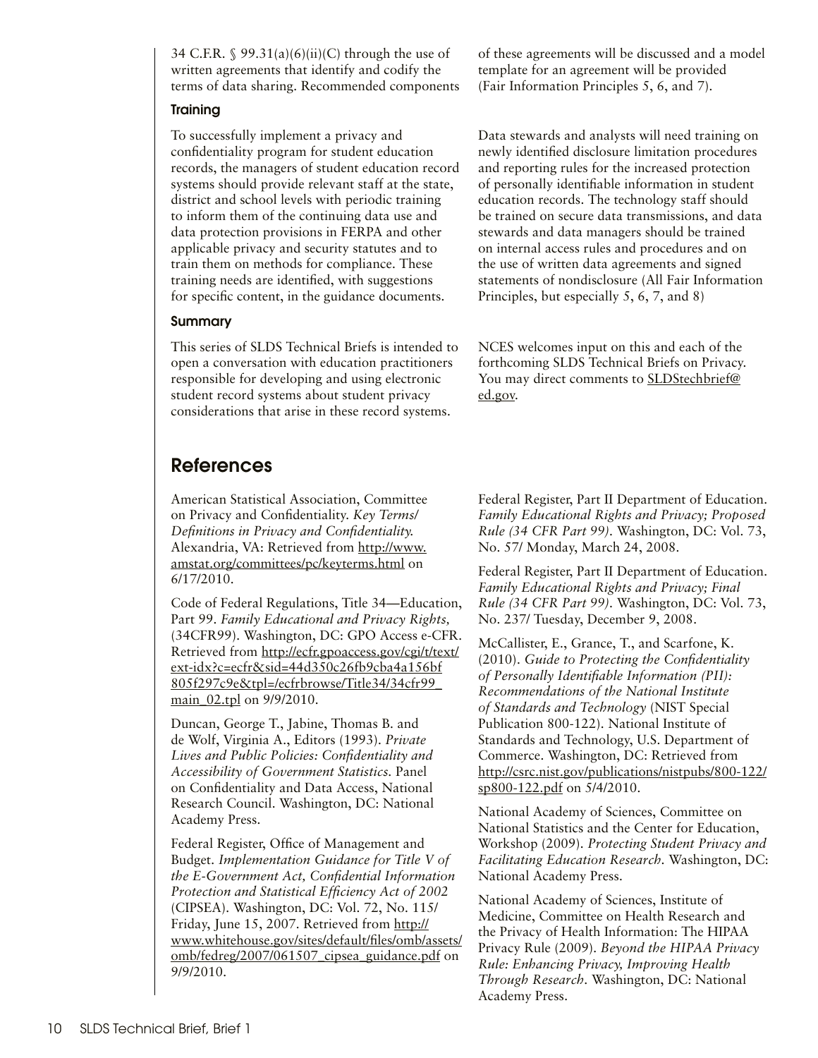34 C.F.R. § 99.31(a)(6)(ii)(C) through the use of written agreements that identify and codify the terms of data sharing. Recommended components of these agreements will be discussed and a model template for an agreement will be provided (Fair Information Principles 5, 6, and 7).

### Training

To successfully implement a privacy and confidentiality program for student education records, the managers of student education record systems should provide relevant staff at the state, district and school levels with periodic training to inform them of the continuing data use and data protection provisions in FERPA and other applicable privacy and security statutes and to train them on methods for compliance. These training needs are identified, with suggestions for specific content, in the guidance documents.

Data stewards and analysts will need training on newly identified disclosure limitation procedures and reporting rules for the increased protection of personally identifiable information in student education records. The technology staff should be trained on secure data transmissions, and data stewards and data managers should be trained on internal access rules and procedures and on the use of written data agreements and signed statements of nondisclosure (All Fair Information Principles, but especially 5, 6, 7, and 8)

### Summary

This series of SLDS Technical Briefs is intended to open a conversation with education practitioners responsible for developing and using electronic student record systems about student privacy considerations that arise in these record systems.

NCES welcomes input on this and each of the forthcoming SLDS Technical Briefs on Privacy. You may direct comments to SLDStechbrief@ed.gov.

## References

American Statistical Association, Committee on Privacy and Confidentiality. *Key Terms/ Definitions in Privacy and Confidentiality.* Alexandria, VA: Retrieved from http://www.amstat.org/committees/pc/keyterms.html on 6/17/2010.

Code of Federal Regulations, Title 34—Education, Part 99. *Family Educational and Privacy Rights,* (34CFR99). Washington, DC: GPO Access e-CFR. Retrieved from http://ecfr.gpoaccess.gov/cgi/t/text/ext-idx?c=ecfr&sid=44d350c26fb9cba4a156bf805f297c9e&tpl=/ecfrbrowse/Title34/34cfr99_main_02.tpl on 9/9/2010.

Duncan, George T., Jabine, Thomas B. and de Wolf, Virginia A., Editors (1993). *Private Lives and Public Policies: Confidentiality and Accessibility of Government Statistics.* Panel on Confidentiality and Data Access, National Research Council. Washington, DC: National Academy Press.

Federal Register, Office of Management and Budget. *Implementation Guidance for Title V of the E-Government Act, Confidential Information Protection and Statistical Efficiency Act of 2002* (CIPSEA). Washington, DC: Vol. 72, No. 115/ Friday, June 15, 2007. Retrieved from http://www.whitehouse.gov/sites/default/files/omb/assets/omb/fedreg/2007/061507_cipsea_guidance.pdf on 9/9/2010.

Federal Register, Part II Department of Education. *Family Educational Rights and Privacy; Proposed Rule (34 CFR Part 99).* Washington, DC: Vol. 73, No. 57/ Monday, March 24, 2008.

Federal Register, Part II Department of Education. *Family Educational Rights and Privacy; Final Rule (34 CFR Part 99).* Washington, DC: Vol. 73, No. 237/ Tuesday, December 9, 2008.

McCallister, E., Grance, T., and Scarfone, K. (2010). *Guide to Protecting the Confidentiality of Personally Identifiable Information (PII): Recommendations of the National Institute of Standards and Technology* (NIST Special Publication 800-122). National Institute of Standards and Technology, U.S. Department of Commerce. Washington, DC: Retrieved from http://csrc.nist.gov/publications/nistpubs/800-122/sp800-122.pdf on 5/4/2010.

National Academy of Sciences, Committee on National Statistics and the Center for Education, Workshop (2009). *Protecting Student Privacy and Facilitating Education Research.* Washington, DC: National Academy Press.

National Academy of Sciences, Institute of Medicine, Committee on Health Research and the Privacy of Health Information: The HIPAA Privacy Rule (2009). *Beyond the HIPAA Privacy Rule: Enhancing Privacy, Improving Health Through Research.* Washington, DC: National Academy Press.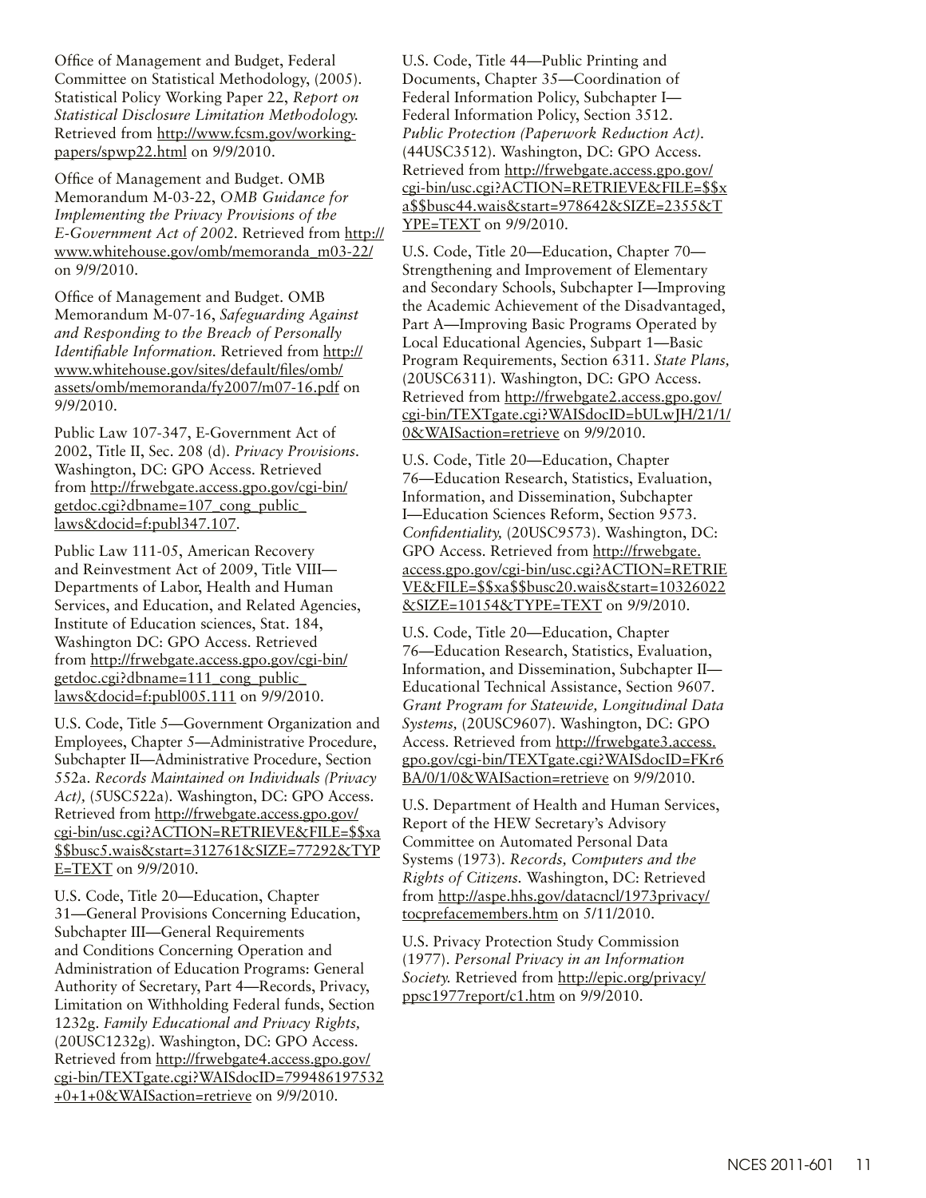Office of Management and Budget, Federal Committee on Statistical Methodology, (2005). Statistical Policy Working Paper 22, *Report on Statistical Disclosure Limitation Methodology.* Retrieved from http://www.fcsm.gov/working-papers/spwp22.html on 9/9/2010.

Office of Management and Budget. OMB Memorandum M-03-22, *OMB Guidance for Implementing the Privacy Provisions of the E-Government Act of 2002.* Retrieved from http://www.whitehouse.gov/omb/memoranda_m03-22/ on 9/9/2010.

Office of Management and Budget. OMB Memorandum M-07-16, *Safeguarding Against and Responding to the Breach of Personally Identifiable Information.* Retrieved from http://www.whitehouse.gov/sites/default/files/omb/assets/omb/memoranda/fy2007/m07-16.pdf on 9/9/2010.

Public Law 107-347, E-Government Act of 2002, Title II, Sec. 208 (d). *Privacy Provisions.* Washington, DC: GPO Access. Retrieved from http://frwebgate.access.gpo.gov/cgi-bin/getdoc.cgi?dbname=107_cong_public_laws&docid=f:publ347.107.

Public Law 111-05, American Recovery and Reinvestment Act of 2009, Title VIII—Departments of Labor, Health and Human Services, and Education, and Related Agencies, Institute of Education sciences, Stat. 184, Washington DC: GPO Access. Retrieved from http://frwebgate.access.gpo.gov/cgi-bin/getdoc.cgi?dbname=111_cong_public_laws&docid=f:publ005.111 on 9/9/2010.

U.S. Code, Title 5—Government Organization and Employees, Chapter 5—Administrative Procedure, Subchapter II—Administrative Procedure, Section 552a. *Records Maintained on Individuals (Privacy Act),* (5USC522a). Washington, DC: GPO Access. Retrieved from http://frwebgate.access.gpo.gov/cgi-bin/usc.cgi?ACTION=RETRIEVE&FILE=$$xa$$busc5.wais&start=312761&SIZE=77292&TYPE=TEXT on 9/9/2010.

U.S. Code, Title 20—Education, Chapter 31—General Provisions Concerning Education, Subchapter III—General Requirements and Conditions Concerning Operation and Administration of Education Programs: General Authority of Secretary, Part 4—Records, Privacy, Limitation on Withholding Federal funds, Section 1232g. *Family Educational and Privacy Rights,* (20USC1232g). Washington, DC: GPO Access. Retrieved from http://frwebgate4.access.gpo.gov/cgi-bin/TEXTgate.cgi?WAISdocID=799486197532+0+1+0&WAISaction=retrieve on 9/9/2010.

U.S. Code, Title 44—Public Printing and Documents, Chapter 35—Coordination of Federal Information Policy, Subchapter I—Federal Information Policy, Section 3512. *Public Protection (Paperwork Reduction Act).* (44USC3512). Washington, DC: GPO Access. Retrieved from http://frwebgate.access.gpo.gov/cgi-bin/usc.cgi?ACTION=RETRIEVE&FILE=$$xa$$busc44.wais&start=978642&SIZE=2355&TYPE=TEXT on 9/9/2010.

U.S. Code, Title 20—Education, Chapter 70—Strengthening and Improvement of Elementary and Secondary Schools, Subchapter I—Improving the Academic Achievement of the Disadvantaged, Part A—Improving Basic Programs Operated by Local Educational Agencies, Subpart 1—Basic Program Requirements, Section 6311. *State Plans,* (20USC6311). Washington, DC: GPO Access. Retrieved from http://frwebgate2.access.gpo.gov/cgi-bin/TEXTgate.cgi?WAISdocID=bULwJH/21/1/0&WAISaction=retrieve on 9/9/2010.

U.S. Code, Title 20—Education, Chapter 76—Education Research, Statistics, Evaluation, Information, and Dissemination, Subchapter I—Education Sciences Reform, Section 9573. *Confidentiality,* (20USC9573). Washington, DC: GPO Access. Retrieved from http://frwebgate.access.gpo.gov/cgi-bin/usc.cgi?ACTION=RETRIEVE&FILE=$$xa$$busc20.wais&start=10326022&SIZE=10154&TYPE=TEXT on 9/9/2010.

U.S. Code, Title 20—Education, Chapter 76—Education Research, Statistics, Evaluation, Information, and Dissemination, Subchapter II—Educational Technical Assistance, Section 9607. *Grant Program for Statewide, Longitudinal Data Systems,* (20USC9607). Washington, DC: GPO Access. Retrieved from http://frwebgate3.access.gpo.gov/cgi-bin/TEXTgate.cgi?WAISdocID=FKr6BA/0/1/0&WAISaction=retrieve on 9/9/2010.

U.S. Department of Health and Human Services, Report of the HEW Secretary's Advisory Committee on Automated Personal Data Systems (1973). *Records, Computers and the Rights of Citizens.* Washington, DC: Retrieved from http://aspe.hhs.gov/datacncl/1973privacy/tocprefacemembers.htm on 5/11/2010.

U.S. Privacy Protection Study Commission (1977). *Personal Privacy in an Information Society.* Retrieved from http://epic.org/privacy/ppsc1977report/c1.htm on 9/9/2010.